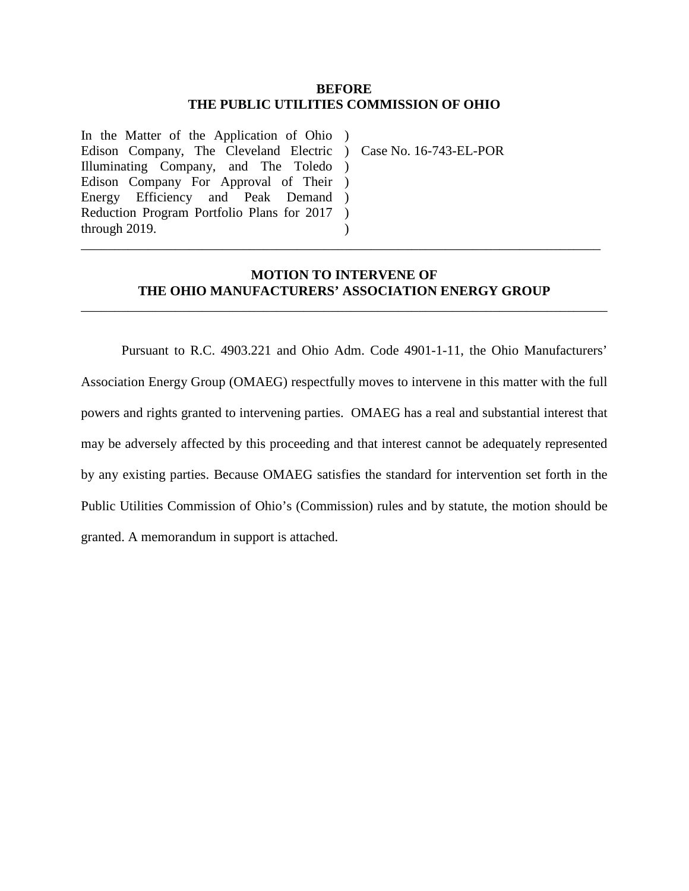**BEFORE**
**THE PUBLIC UTILITIES COMMISSION OF OHIO**

| | | |
|---|---|---|
| In the Matter of the Application of Ohio Edison Company, The Cleveland Electric Illuminating Company, and The Toledo Edison Company For Approval of Their Energy Efficiency and Peak Demand Reduction Program Portfolio Plans for 2017 through 2019. | ) ) ) ) ) ) ) | Case No. 16-743-EL-POR |

---

## MOTION TO INTERVENE OF THE OHIO MANUFACTURERS' ASSOCIATION ENERGY GROUP

---

Pursuant to R.C. 4903.221 and Ohio Adm. Code 4901-1-11, the Ohio Manufacturers' Association Energy Group (OMAEG) respectfully moves to intervene in this matter with the full powers and rights granted to intervening parties. OMAEG has a real and substantial interest that may be adversely affected by this proceeding and that interest cannot be adequately represented by any existing parties. Because OMAEG satisfies the standard for intervention set forth in the Public Utilities Commission of Ohio's (Commission) rules and by statute, the motion should be granted. A memorandum in support is attached.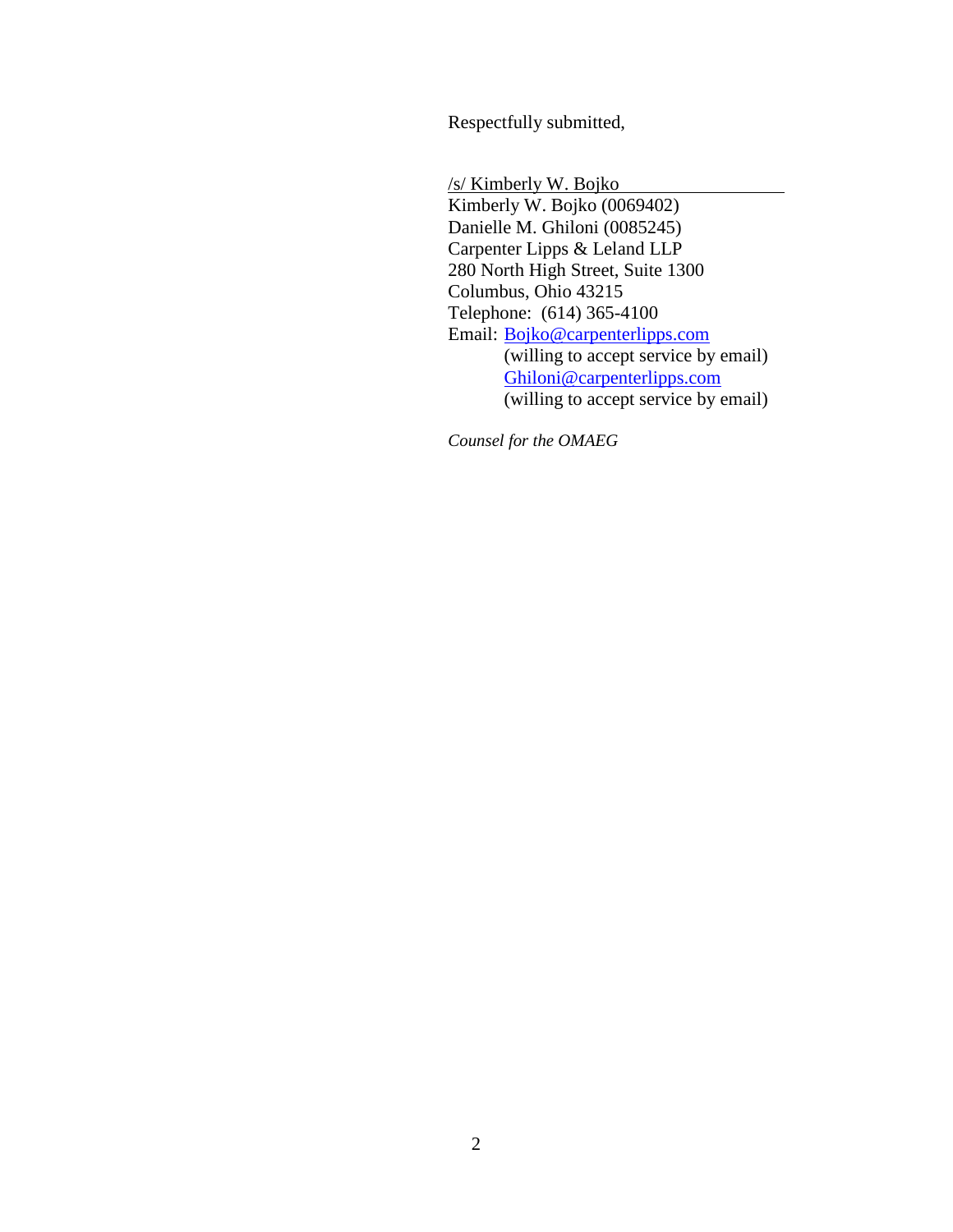Respectfully submitted,

/s/ Kimberly W. Bojko
Kimberly W. Bojko (0069402)
Danielle M. Ghiloni (0085245)
Carpenter Lipps & Leland LLP
280 North High Street, Suite 1300
Columbus, Ohio 43215
Telephone: (614) 365-4100
Email: Bojko@carpenterlipps.com
(willing to accept service by email)
Ghiloni@carpenterlipps.com
(willing to accept service by email)

*Counsel for the OMAEG*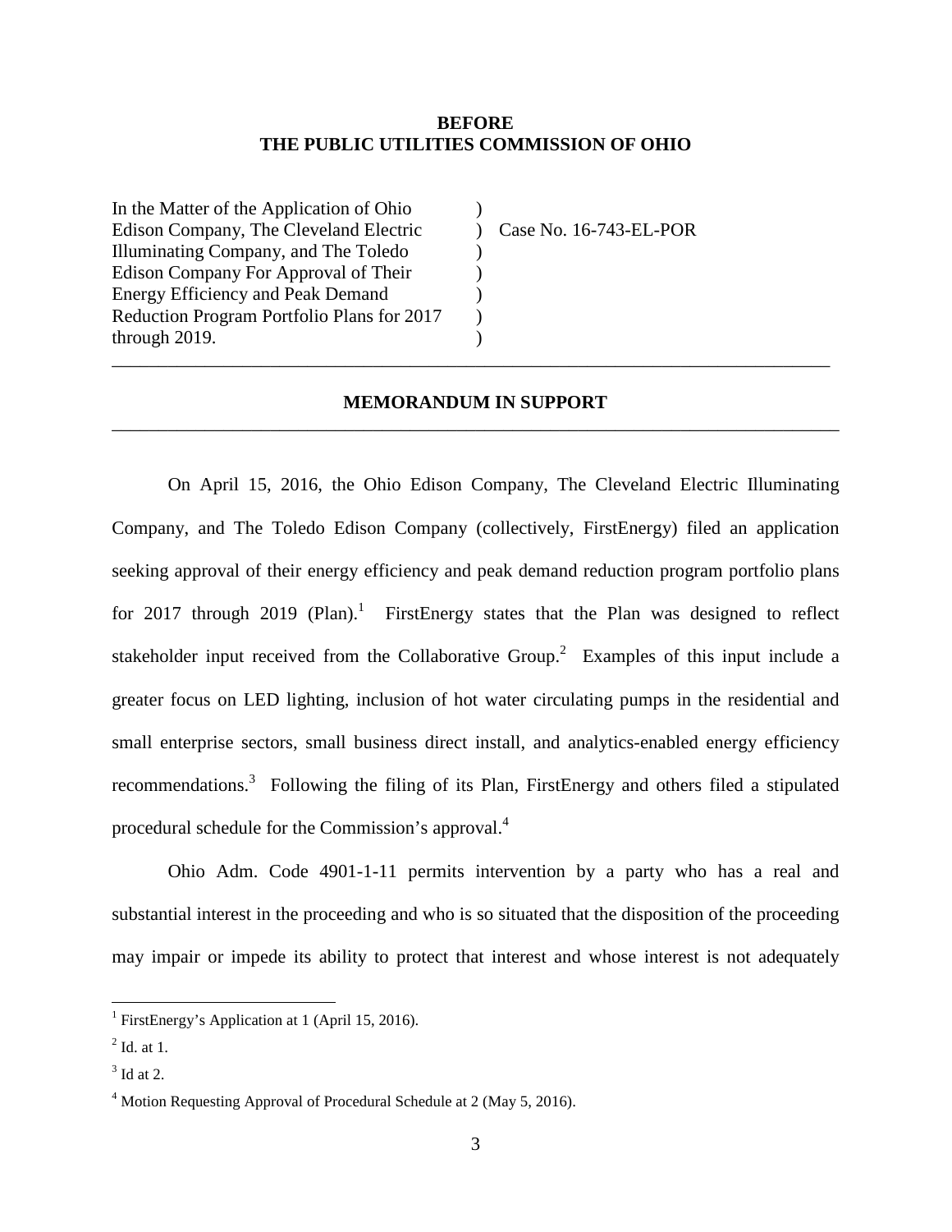**BEFORE**
**THE PUBLIC UTILITIES COMMISSION OF OHIO**

| | | |
|---|---|---|
| In the Matter of the Application of Ohio Edison Company, The Cleveland Electric Illuminating Company, and The Toledo Edison Company For Approval of Their Energy Efficiency and Peak Demand Reduction Program Portfolio Plans for 2017 through 2019. | ) ) ) ) ) ) ) | Case No. 16-743-EL-POR |

---

## MEMORANDUM IN SUPPORT

---

On April 15, 2016, the Ohio Edison Company, The Cleveland Electric Illuminating Company, and The Toledo Edison Company (collectively, FirstEnergy) filed an application seeking approval of their energy efficiency and peak demand reduction program portfolio plans for 2017 through 2019 (Plan).[1] FirstEnergy states that the Plan was designed to reflect stakeholder input received from the Collaborative Group.[2] Examples of this input include a greater focus on LED lighting, inclusion of hot water circulating pumps in the residential and small enterprise sectors, small business direct install, and analytics-enabled energy efficiency recommendations.[3] Following the filing of its Plan, FirstEnergy and others filed a stipulated procedural schedule for the Commission's approval.[4]

Ohio Adm. Code 4901-1-11 permits intervention by a party who has a real and substantial interest in the proceeding and who is so situated that the disposition of the proceeding may impair or impede its ability to protect that interest and whose interest is not adequately

---

[1] FirstEnergy's Application at 1 (April 15, 2016).

[2] Id. at 1.

[3] Id at 2.

[4] Motion Requesting Approval of Procedural Schedule at 2 (May 5, 2016).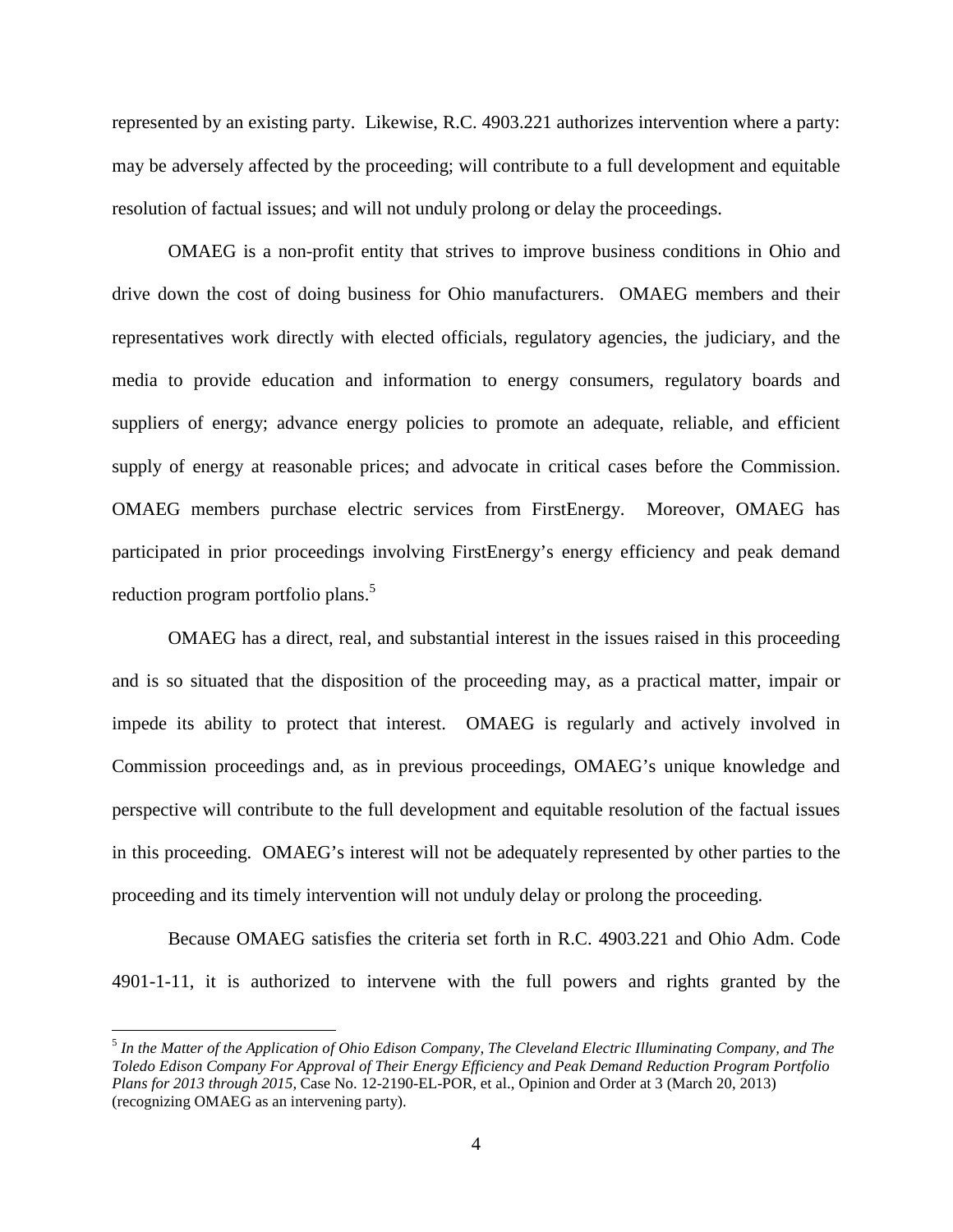represented by an existing party. Likewise, R.C. 4903.221 authorizes intervention where a party: may be adversely affected by the proceeding; will contribute to a full development and equitable resolution of factual issues; and will not unduly prolong or delay the proceedings.

OMAEG is a non-profit entity that strives to improve business conditions in Ohio and drive down the cost of doing business for Ohio manufacturers. OMAEG members and their representatives work directly with elected officials, regulatory agencies, the judiciary, and the media to provide education and information to energy consumers, regulatory boards and suppliers of energy; advance energy policies to promote an adequate, reliable, and efficient supply of energy at reasonable prices; and advocate in critical cases before the Commission. OMAEG members purchase electric services from FirstEnergy. Moreover, OMAEG has participated in prior proceedings involving FirstEnergy's energy efficiency and peak demand reduction program portfolio plans.[5]

OMAEG has a direct, real, and substantial interest in the issues raised in this proceeding and is so situated that the disposition of the proceeding may, as a practical matter, impair or impede its ability to protect that interest. OMAEG is regularly and actively involved in Commission proceedings and, as in previous proceedings, OMAEG's unique knowledge and perspective will contribute to the full development and equitable resolution of the factual issues in this proceeding. OMAEG's interest will not be adequately represented by other parties to the proceeding and its timely intervention will not unduly delay or prolong the proceeding.

Because OMAEG satisfies the criteria set forth in R.C. 4903.221 and Ohio Adm. Code 4901-1-11, it is authorized to intervene with the full powers and rights granted by the

---

[5] *In the Matter of the Application of Ohio Edison Company, The Cleveland Electric Illuminating Company, and The Toledo Edison Company For Approval of Their Energy Efficiency and Peak Demand Reduction Program Portfolio Plans for 2013 through 2015*, Case No. 12-2190-EL-POR, et al., Opinion and Order at 3 (March 20, 2013) (recognizing OMAEG as an intervening party).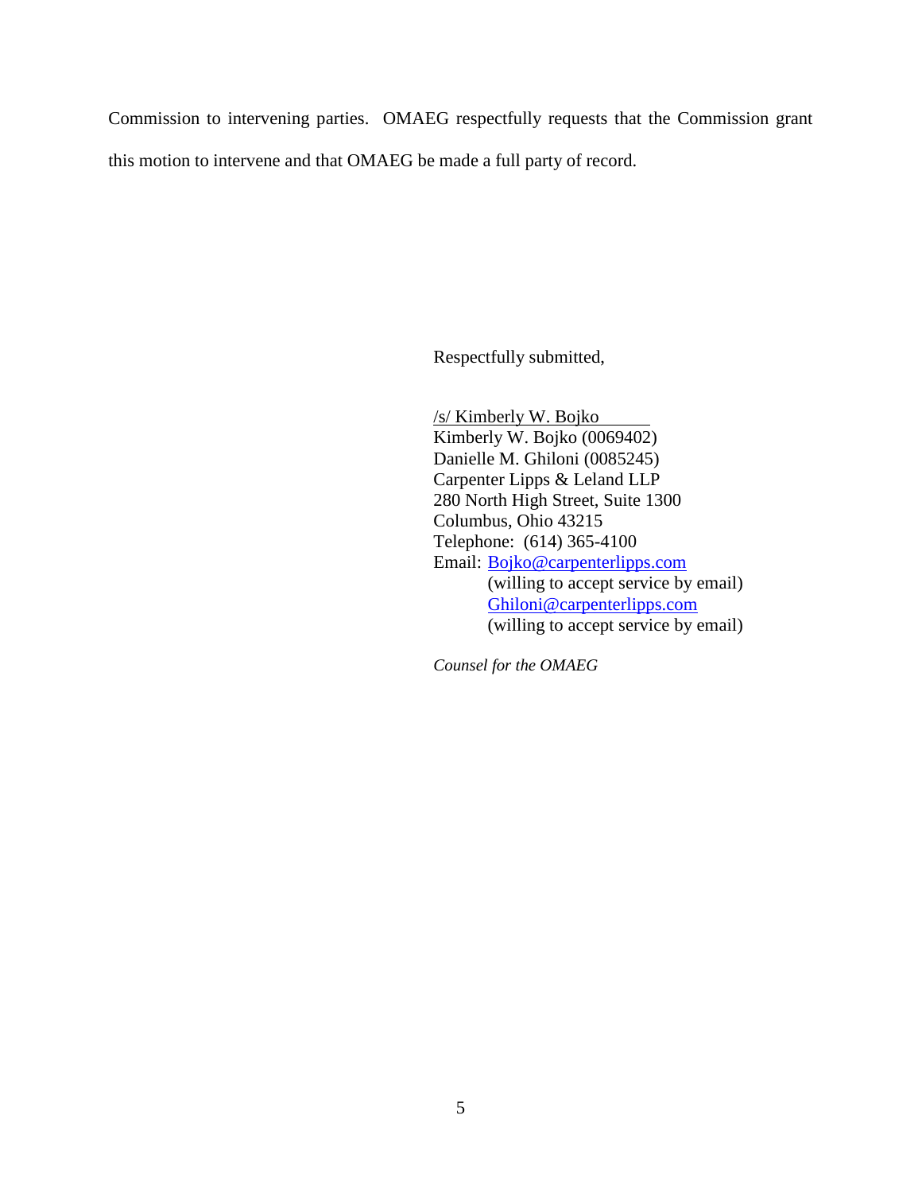Commission to intervening parties. OMAEG respectfully requests that the Commission grant this motion to intervene and that OMAEG be made a full party of record.

Respectfully submitted,

/s/ Kimberly W. Bojko
Kimberly W. Bojko (0069402)
Danielle M. Ghiloni (0085245)
Carpenter Lipps & Leland LLP
280 North High Street, Suite 1300
Columbus, Ohio 43215
Telephone: (614) 365-4100
Email: Bojko@carpenterlipps.com
(willing to accept service by email)
Ghiloni@carpenterlipps.com
(willing to accept service by email)

*Counsel for the OMAEG*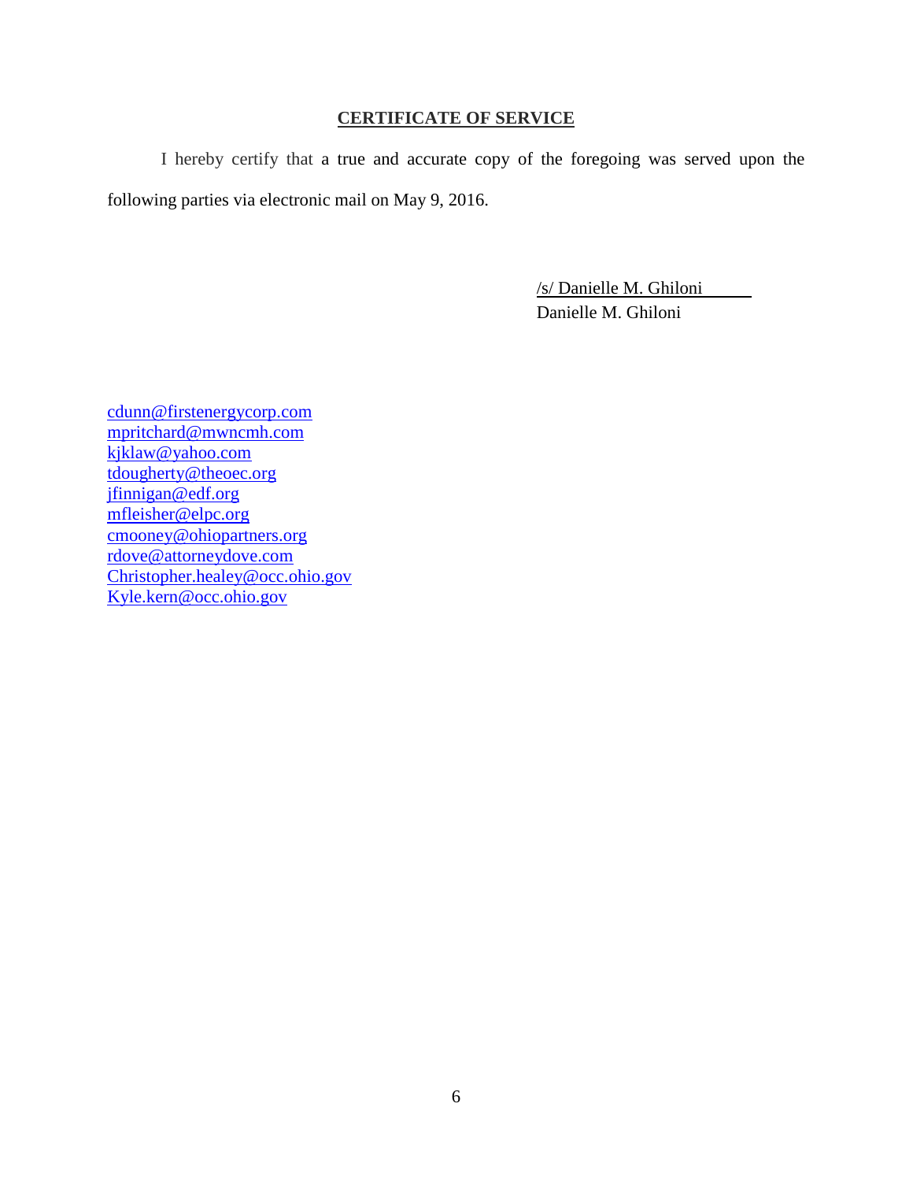## CERTIFICATE OF SERVICE

I hereby certify that a true and accurate copy of the foregoing was served upon the following parties via electronic mail on May 9, 2016.

/s/ Danielle M. Ghiloni
Danielle M. Ghiloni

cdunn@firstenergycorp.com
mpritchard@mwncmh.com
kjklaw@yahoo.com
tdougherty@theoec.org
jfinnigan@edf.org
mfleisher@elpc.org
cmooney@ohiopartners.org
rdove@attorneydove.com
Christopher.healey@occ.ohio.gov
Kyle.kern@occ.ohio.gov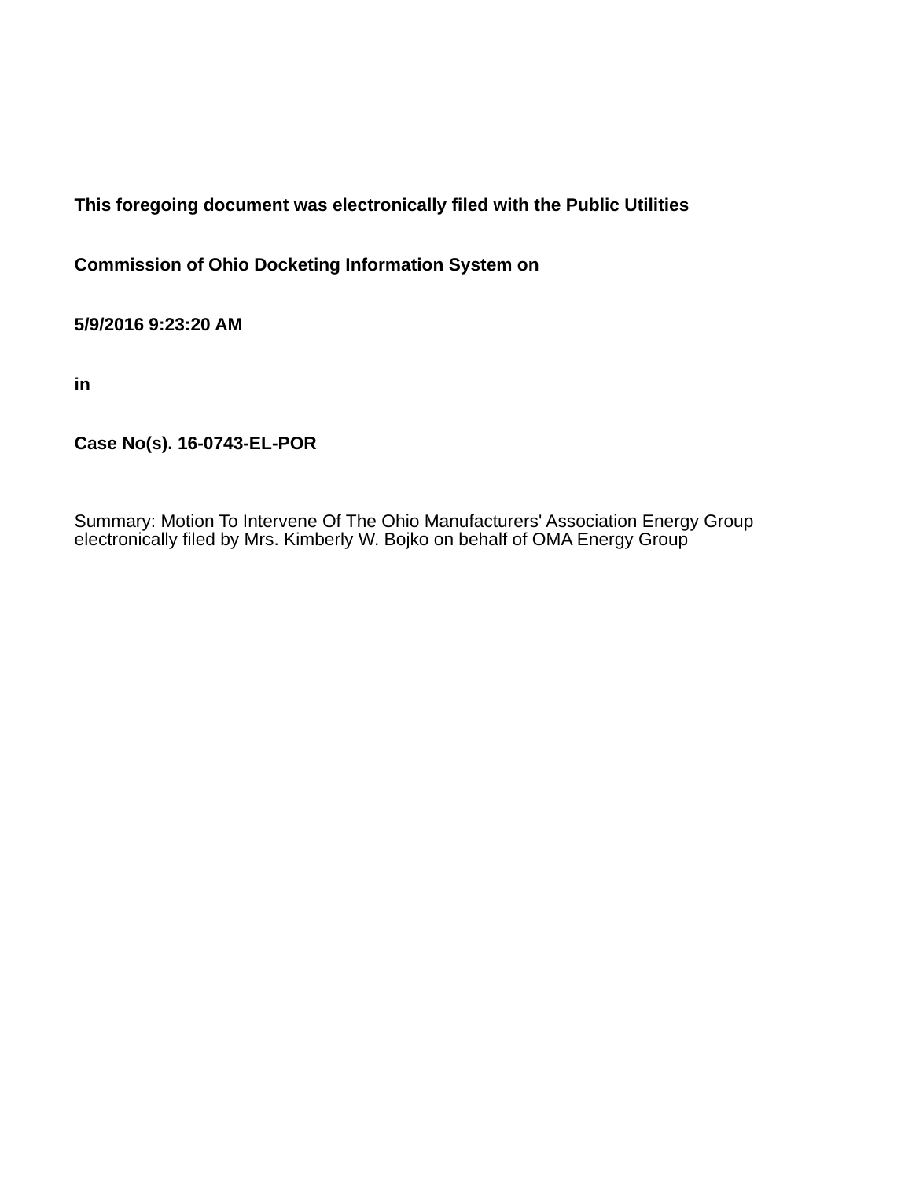**This foregoing document was electronically filed with the Public Utilities**

**Commission of Ohio Docketing Information System on**

**5/9/2016 9:23:20 AM**

**in**

**Case No(s). 16-0743-EL-POR**

Summary: Motion To Intervene Of The Ohio Manufacturers' Association Energy Group electronically filed by Mrs. Kimberly W. Bojko on behalf of OMA Energy Group